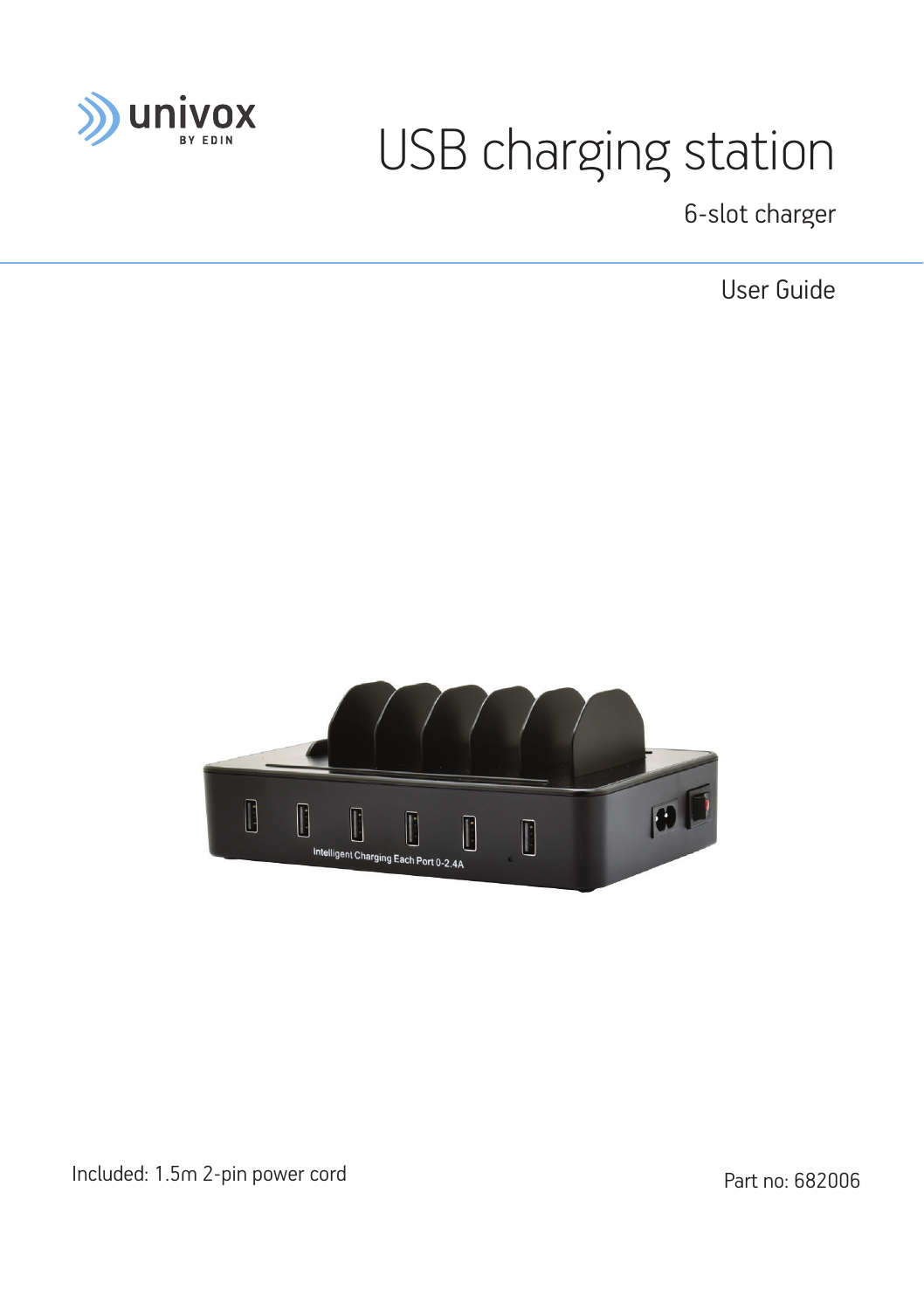univox BY EDIN

# USB charging station

6-slot charger

User Guide

Included: 1.5m 2-pin power cord

Part no: 682006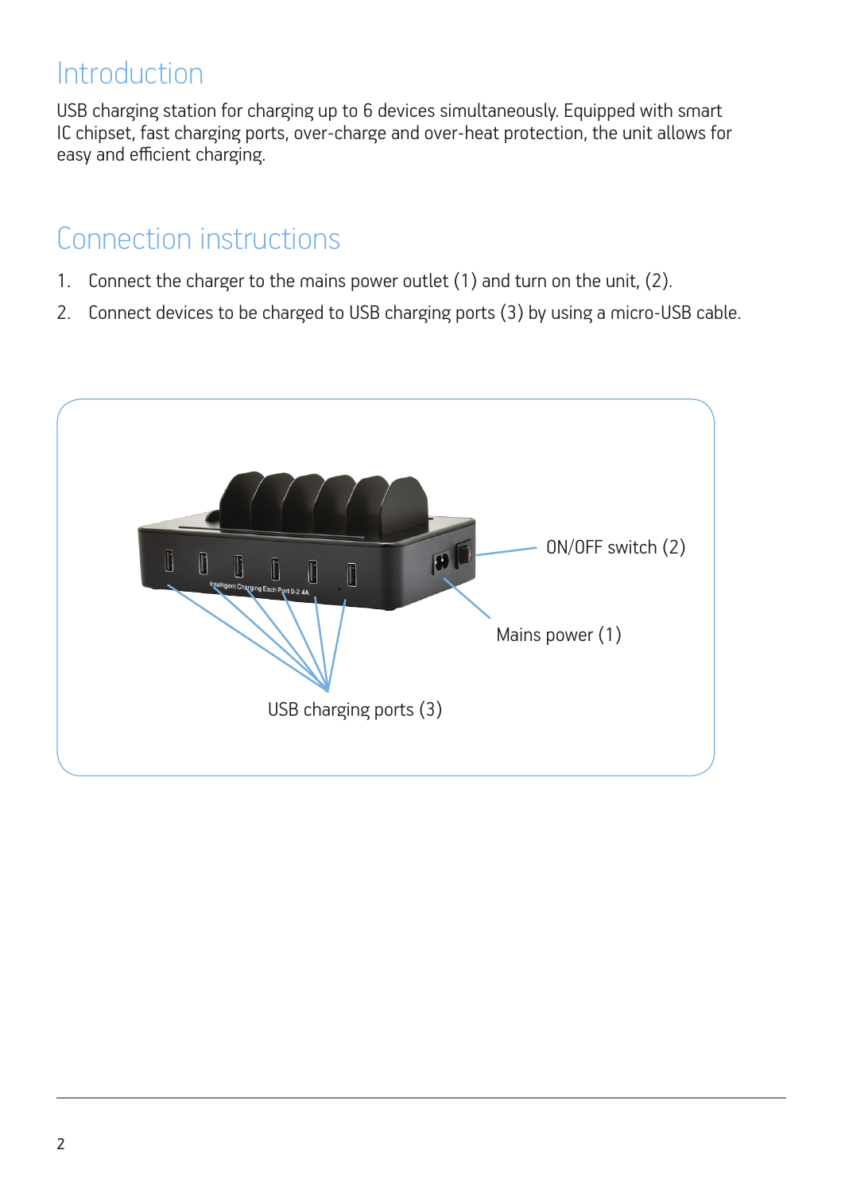# Introduction

USB charging station for charging up to 6 devices simultaneously. Equipped with smart IC chipset, fast charging ports, over-charge and over-heat protection, the unit allows for easy and efficient charging.

# Connection instructions

1. Connect the charger to the mains power outlet (1) and turn on the unit, (2).
2. Connect devices to be charged to USB charging ports (3) by using a micro-USB cable.

ON/OFF switch (2)

Mains power (1)

USB charging ports (3)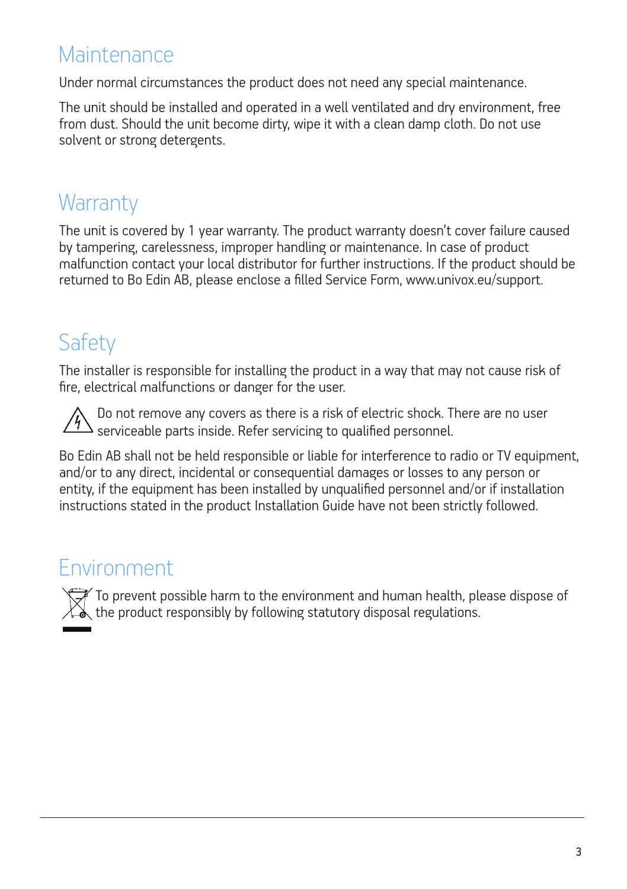# Maintenance

Under normal circumstances the product does not need any special maintenance.

The unit should be installed and operated in a well ventilated and dry environment, free from dust. Should the unit become dirty, wipe it with a clean damp cloth. Do not use solvent or strong detergents.

# Warranty

The unit is covered by 1 year warranty. The product warranty doesn't cover failure caused by tampering, carelessness, improper handling or maintenance. In case of product malfunction contact your local distributor for further instructions. If the product should be returned to Bo Edin AB, please enclose a filled Service Form, www.univox.eu/support.

# Safety

The installer is responsible for installing the product in a way that may not cause risk of fire, electrical malfunctions or danger for the user.

Do not remove any covers as there is a risk of electric shock. There are no user serviceable parts inside. Refer servicing to qualified personnel.

Bo Edin AB shall not be held responsible or liable for interference to radio or TV equipment, and/or to any direct, incidental or consequential damages or losses to any person or entity, if the equipment has been installed by unqualified personnel and/or if installation instructions stated in the product Installation Guide have not been strictly followed.

# Environment

To prevent possible harm to the environment and human health, please dispose of the product responsibly by following statutory disposal regulations.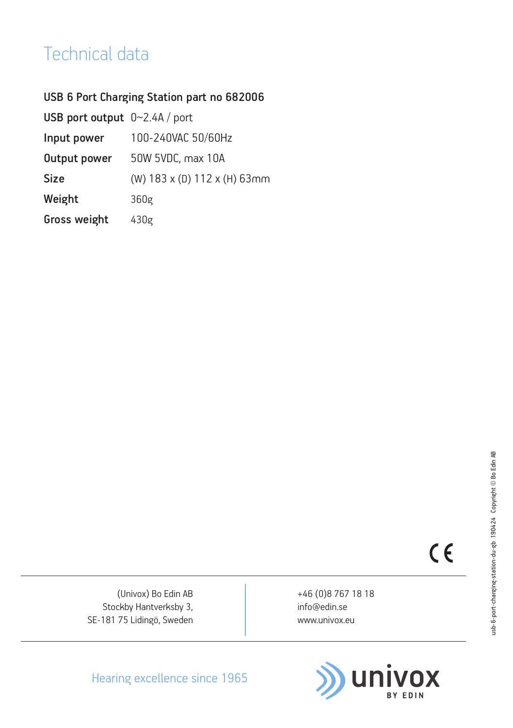# Technical data

| USB 6 Port Charging Station part no 682006 | |
|---|---|
| **USB port output** | 0~2.4A / port |
| **Input power** | 100-240VAC 50/60Hz |
| **Output power** | 50W 5VDC, max 10A |
| **Size** | (W) 183 x (D) 112 x (H) 63mm |
| **Weight** | 360g |
| **Gross weight** | 430g |

CE

(Univox) Bo Edin AB
Stockby Hantverksby 3,
SE-181 75 Lidingö, Sweden

+46 (0)8 767 18 18
info@edin.se
www.univox.eu

Hearing excellence since 1965

univox BY EDIN

usb-6-port-charging-station-du-gb 190424 Copyright © Bo Edin AB